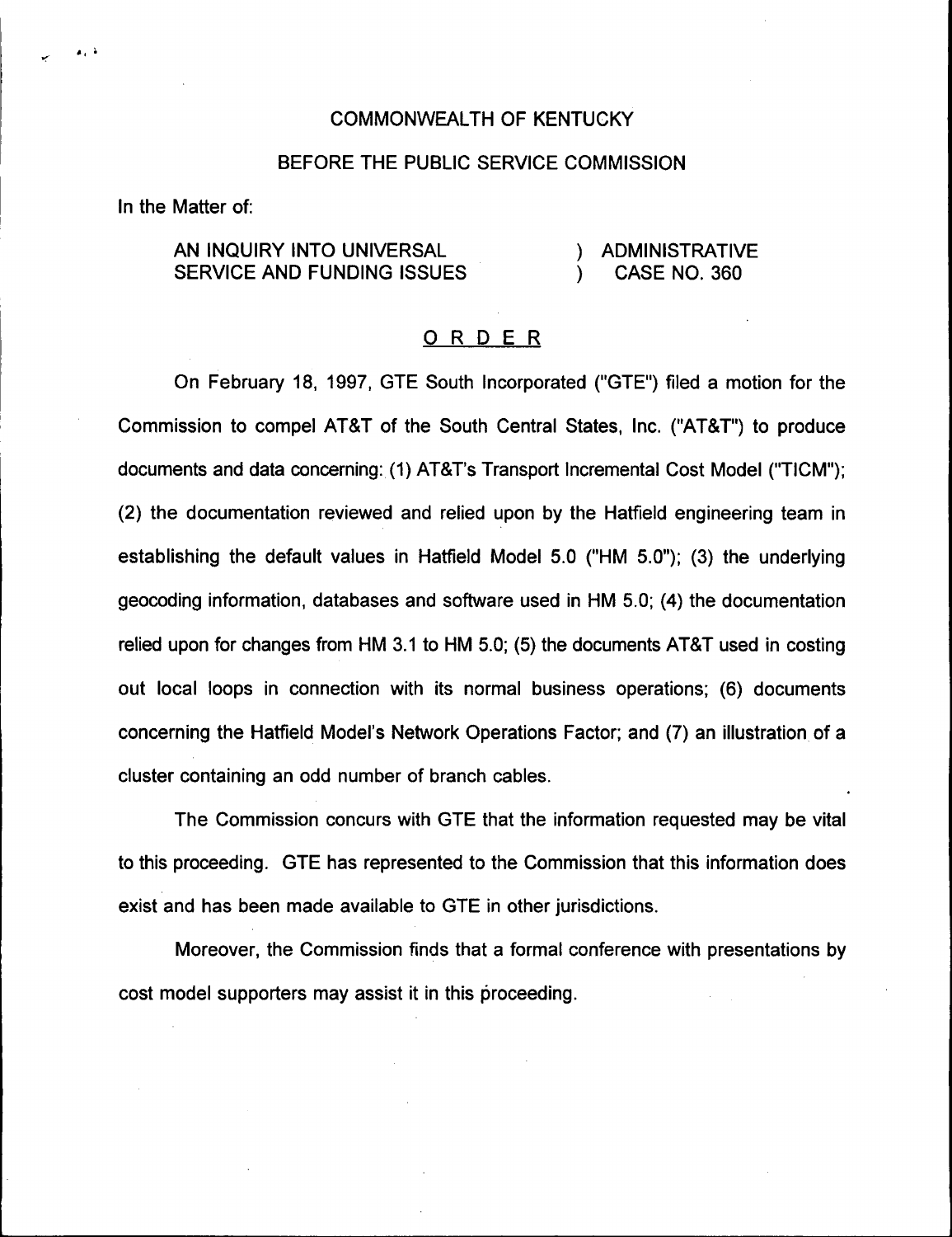COMMONWEALTH OF KENTUCKY

BEFORE THE PUBLIC SERVICE COMMISSION

In the Matter of:

AN INQUIRY INTO UNIVERSAL SERVICE AND FUNDING ISSUES ) ADMINISTRATIVE CASE NO. 360

## ORDER

On February 18, 1997, GTE South Incorporated ("GTE") filed a motion for the Commission to compel AT&T of the South Central States, Inc. ("AT&T") to produce documents and data concerning: (1) AT&T's Transport Incremental Cost Model ("TICM"); (2) the documentation reviewed and relied upon by the Hatfield engineering team in establishing the default values in Hatfield Model 5.0 ("HM 5.0"); (3) the underlying geocoding information, databases and software used in HM 5.0; (4) the documentation relied upon for changes from HM 3.1 to HM 5.0; (5) the documents AT&T used in costing out local loops in connection with its normal business operations; (6) documents concerning the Hatfield Model's Network Operations Factor; and (7) an illustration of a cluster containing an odd number of branch cables.

The Commission concurs with GTE that the information requested may be vital to this proceeding. GTE has represented to the Commission that this information does exist and has been made available to GTE in other jurisdictions.

Moreover, the Commission finds that a formal conference with presentations by cost model supporters may assist it in this proceeding.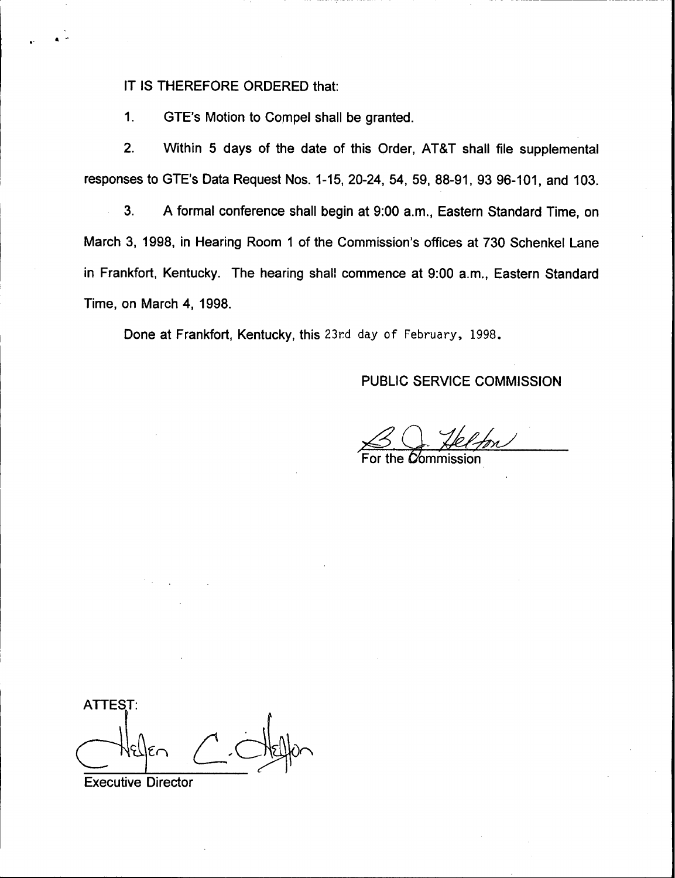IT IS THEREFORE ORDERED that:

1. GTE's Motion to Compel shall be granted.

2. Within 5 days of the date of this Order, AT&T shall file supplemental responses to GTE's Data Request Nos. 1-15, 20-24, 54, 59, 88-91, 93 96-101, and 103.

3. A formal conference shall begin at 9:00 a.m., Eastern Standard Time, on March 3, 1998, in Hearing Room 1 of the Commission's offices at 730 Schenkel Lane in Frankfort, Kentucky. The hearing shall commence at 9:00 a.m., Eastern Standard Time, on March 4, 1998.

Done at Frankfort, Kentucky, this 23rd day of February, 1998.

PUBLIC SERVICE COMMISSION

For the Commission

ATTEST:

Executive Director